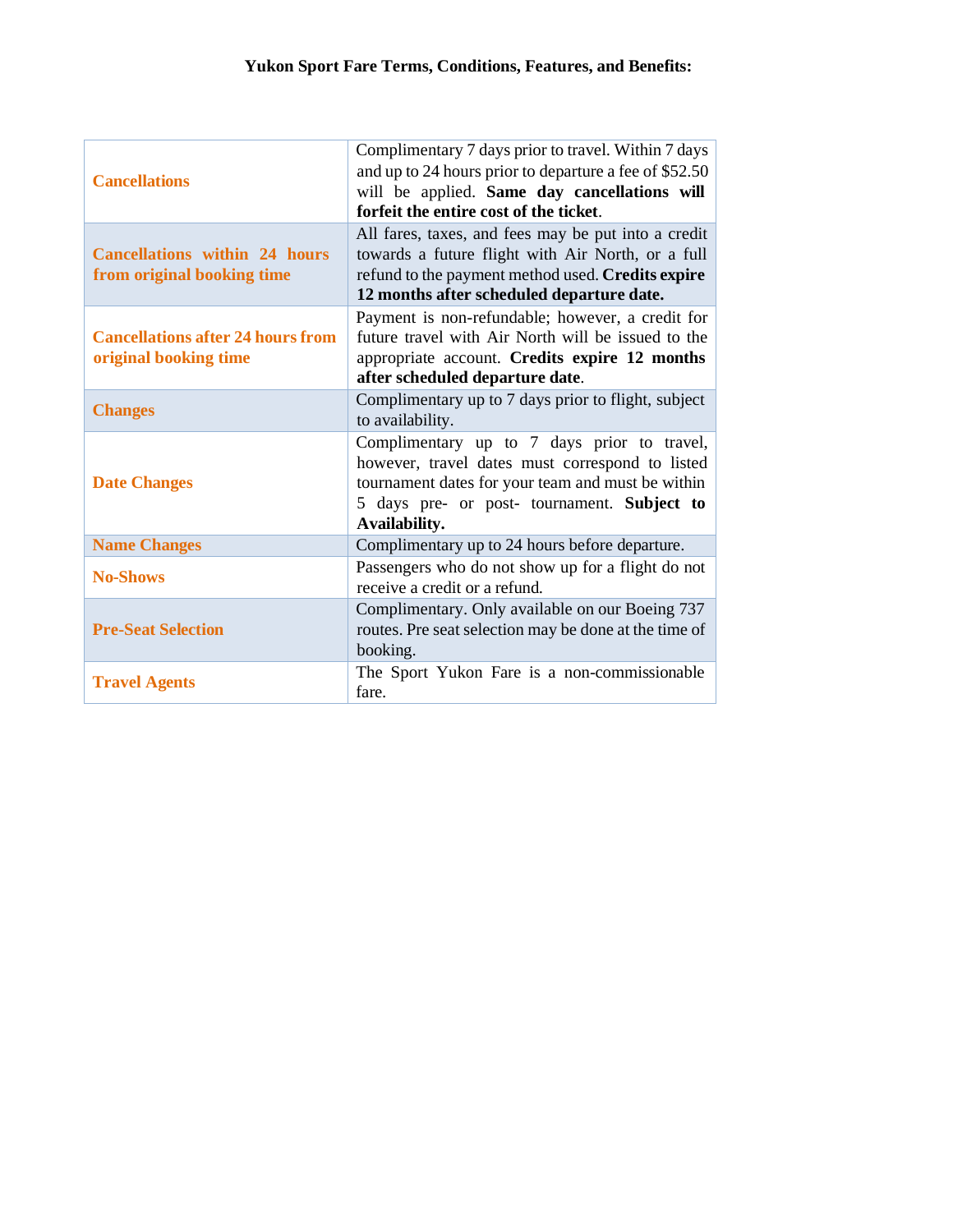**Yukon Sport Fare Terms, Conditions, Features, and Benefits:**

| | |
|---|---|
| **Cancellations** | Complimentary 7 days prior to travel. Within 7 days and up to 24 hours prior to departure a fee of $52.50 will be applied. **Same day cancellations will forfeit the entire cost of the ticket**. |
| **Cancellations within 24 hours from original booking time** | All fares, taxes, and fees may be put into a credit towards a future flight with Air North, or a full refund to the payment method used. **Credits expire 12 months after scheduled departure date.** |
| **Cancellations after 24 hours from original booking time** | Payment is non-refundable; however, a credit for future travel with Air North will be issued to the appropriate account. **Credits expire 12 months after scheduled departure date**. |
| **Changes** | Complimentary up to 7 days prior to flight, subject to availability. |
| **Date Changes** | Complimentary up to 7 days prior to travel, however, travel dates must correspond to listed tournament dates for your team and must be within 5 days pre- or post- tournament. **Subject to Availability.** |
| **Name Changes** | Complimentary up to 24 hours before departure. |
| **No-Shows** | Passengers who do not show up for a flight do not receive a credit or a refund. |
| **Pre-Seat Selection** | Complimentary. Only available on our Boeing 737 routes. Pre seat selection may be done at the time of booking. |
| **Travel Agents** | The Sport Yukon Fare is a non-commissionable fare. |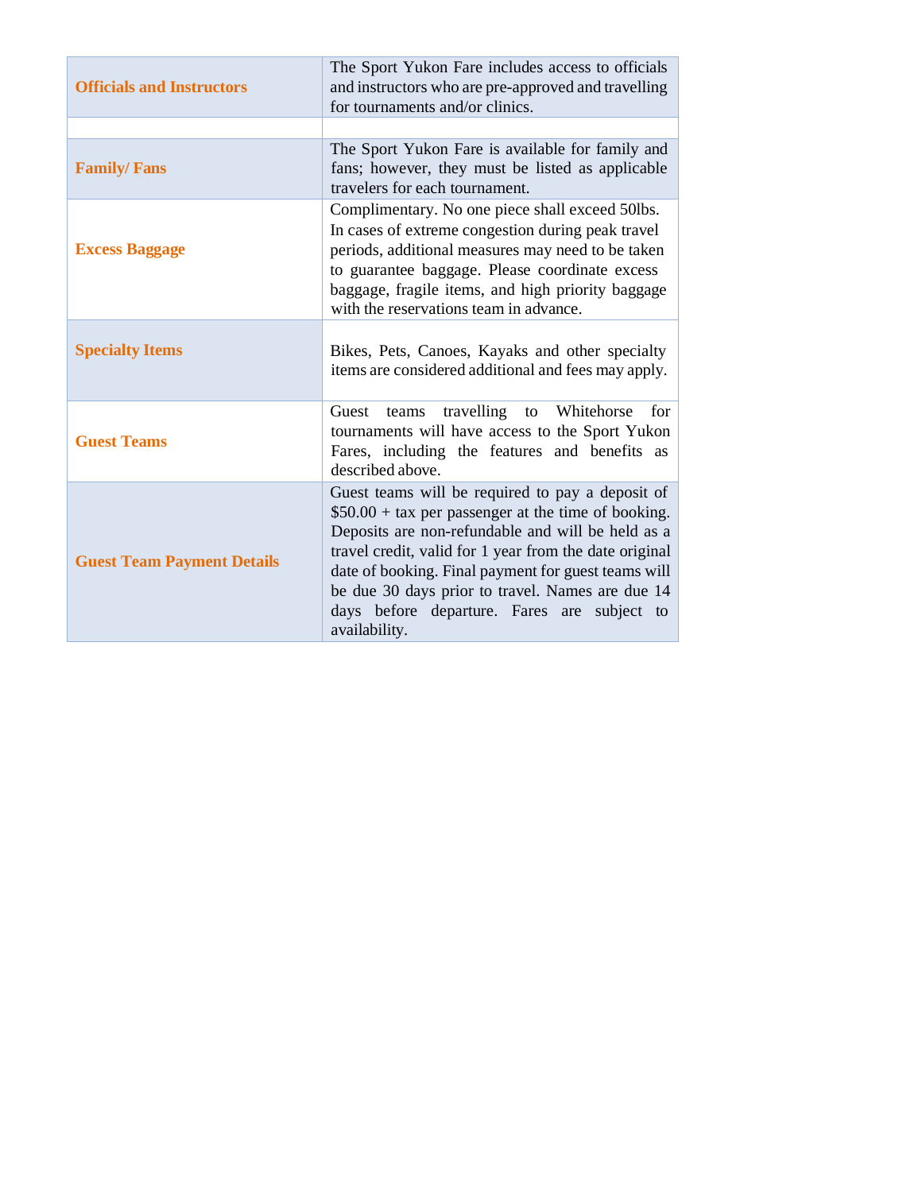| | |
|---|---|
| **Officials and Instructors** | The Sport Yukon Fare includes access to officials and instructors who are pre-approved and travelling for tournaments and/or clinics. |
| | |
| **Family/ Fans** | The Sport Yukon Fare is available for family and fans; however, they must be listed as applicable travelers for each tournament. |
| **Excess Baggage** | Complimentary. No one piece shall exceed 50lbs. In cases of extreme congestion during peak travel periods, additional measures may need to be taken to guarantee baggage. Please coordinate excess baggage, fragile items, and high priority baggage with the reservations team in advance. |
| **Specialty Items** | Bikes, Pets, Canoes, Kayaks and other specialty items are considered additional and fees may apply. |
| **Guest Teams** | Guest teams travelling to Whitehorse for tournaments will have access to the Sport Yukon Fares, including the features and benefits as described above. |
| **Guest Team Payment Details** | Guest teams will be required to pay a deposit of $50.00 + tax per passenger at the time of booking. Deposits are non-refundable and will be held as a travel credit, valid for 1 year from the date original date of booking. Final payment for guest teams will be due 30 days prior to travel. Names are due 14 days before departure. Fares are subject to availability. |